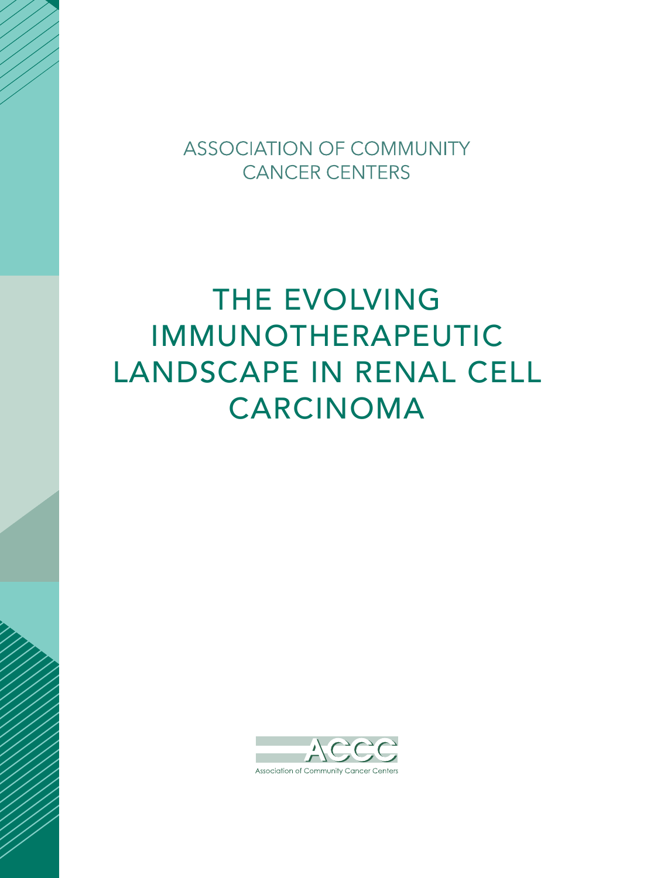ASSOCIATION OF COMMUNITY CANCER CENTERS

# THE EVOLVING IMMUNOTHERAPEUTIC LANDSCAPE IN RENAL CELL CARCINOMA

ACCC

Association of Community Cancer Centers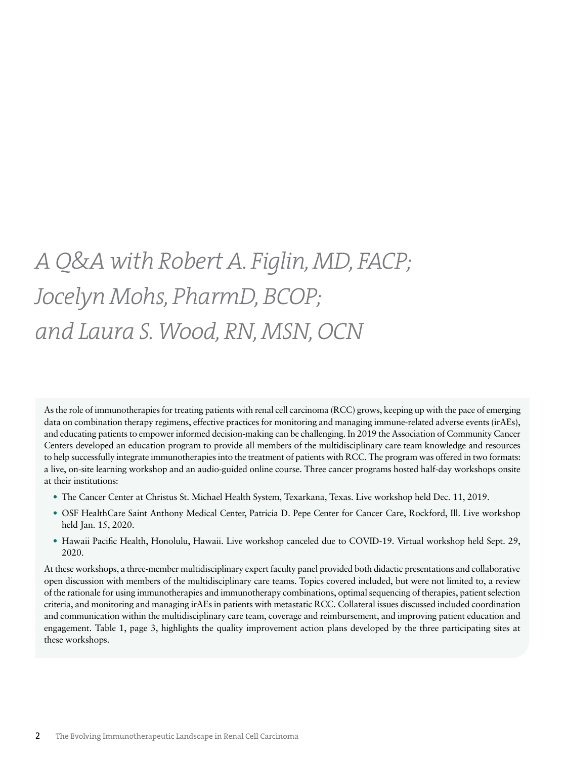# *A Q&A with Robert A. Figlin, MD, FACP; Jocelyn Mohs, PharmD, BCOP; and Laura S. Wood, RN, MSN, OCN*

As the role of immunotherapies for treating patients with renal cell carcinoma (RCC) grows, keeping up with the pace of emerging data on combination therapy regimens, effective practices for monitoring and managing immune-related adverse events (irAEs), and educating patients to empower informed decision-making can be challenging. In 2019 the Association of Community Cancer Centers developed an education program to provide all members of the multidisciplinary care team knowledge and resources to help successfully integrate immunotherapies into the treatment of patients with RCC. The program was offered in two formats: a live, on-site learning workshop and an audio-guided online course. Three cancer programs hosted half-day workshops onsite at their institutions:

- The Cancer Center at Christus St. Michael Health System, Texarkana, Texas. Live workshop held Dec. 11, 2019.
- OSF HealthCare Saint Anthony Medical Center, Patricia D. Pepe Center for Cancer Care, Rockford, Ill. Live workshop held Jan. 15, 2020.
- Hawaii Pacific Health, Honolulu, Hawaii. Live workshop canceled due to COVID-19. Virtual workshop held Sept. 29, 2020.

At these workshops, a three-member multidisciplinary expert faculty panel provided both didactic presentations and collaborative open discussion with members of the multidisciplinary care teams. Topics covered included, but were not limited to, a review of the rationale for using immunotherapies and immunotherapy combinations, optimal sequencing of therapies, patient selection criteria, and monitoring and managing irAEs in patients with metastatic RCC. Collateral issues discussed included coordination and communication within the multidisciplinary care team, coverage and reimbursement, and improving patient education and engagement. Table 1, page 3, highlights the quality improvement action plans developed by the three participating sites at these workshops.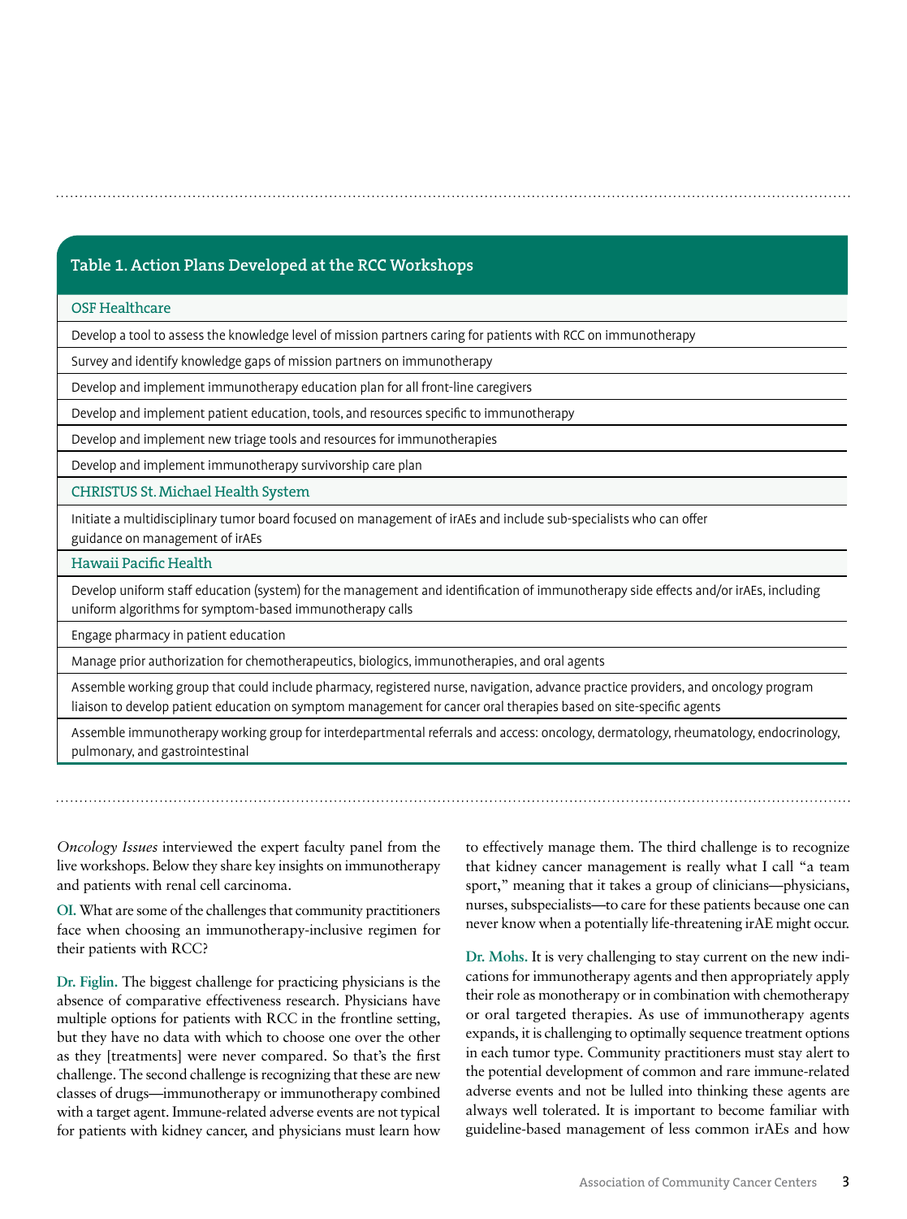**Table 1. Action Plans Developed at the RCC Workshops**

| OSF Healthcare |
| --- |
| Develop a tool to assess the knowledge level of mission partners caring for patients with RCC on immunotherapy |
| Survey and identify knowledge gaps of mission partners on immunotherapy |
| Develop and implement immunotherapy education plan for all front-line caregivers |
| Develop and implement patient education, tools, and resources specific to immunotherapy |
| Develop and implement new triage tools and resources for immunotherapies |
| Develop and implement immunotherapy survivorship care plan |
| **CHRISTUS St. Michael Health System** |
| Initiate a multidisciplinary tumor board focused on management of irAEs and include sub-specialists who can offer guidance on management of irAEs |
| **Hawaii Pacific Health** |
| Develop uniform staff education (system) for the management and identification of immunotherapy side effects and/or irAEs, including uniform algorithms for symptom-based immunotherapy calls |
| Engage pharmacy in patient education |
| Manage prior authorization for chemotherapeutics, biologics, immunotherapies, and oral agents |
| Assemble working group that could include pharmacy, registered nurse, navigation, advance practice providers, and oncology program liaison to develop patient education on symptom management for cancer oral therapies based on site-specific agents |
| Assemble immunotherapy working group for interdepartmental referrals and access: oncology, dermatology, rheumatology, endocrinology, pulmonary, and gastrointestinal |

*Oncology Issues* interviewed the expert faculty panel from the live workshops. Below they share key insights on immunotherapy and patients with renal cell carcinoma.

**OI.** What are some of the challenges that community practitioners face when choosing an immunotherapy-inclusive regimen for their patients with RCC?

**Dr. Figlin.** The biggest challenge for practicing physicians is the absence of comparative effectiveness research. Physicians have multiple options for patients with RCC in the frontline setting, but they have no data with which to choose one over the other as they [treatments] were never compared. So that's the first challenge. The second challenge is recognizing that these are new classes of drugs—immunotherapy or immunotherapy combined with a target agent. Immune-related adverse events are not typical for patients with kidney cancer, and physicians must learn how to effectively manage them. The third challenge is to recognize that kidney cancer management is really what I call "a team sport," meaning that it takes a group of clinicians—physicians, nurses, subspecialists—to care for these patients because one can never know when a potentially life-threatening irAE might occur.

**Dr. Mohs.** It is very challenging to stay current on the new indications for immunotherapy agents and then appropriately apply their role as monotherapy or in combination with chemotherapy or oral targeted therapies. As use of immunotherapy agents expands, it is challenging to optimally sequence treatment options in each tumor type. Community practitioners must stay alert to the potential development of common and rare immune-related adverse events and not be lulled into thinking these agents are always well tolerated. It is important to become familiar with guideline-based management of less common irAEs and how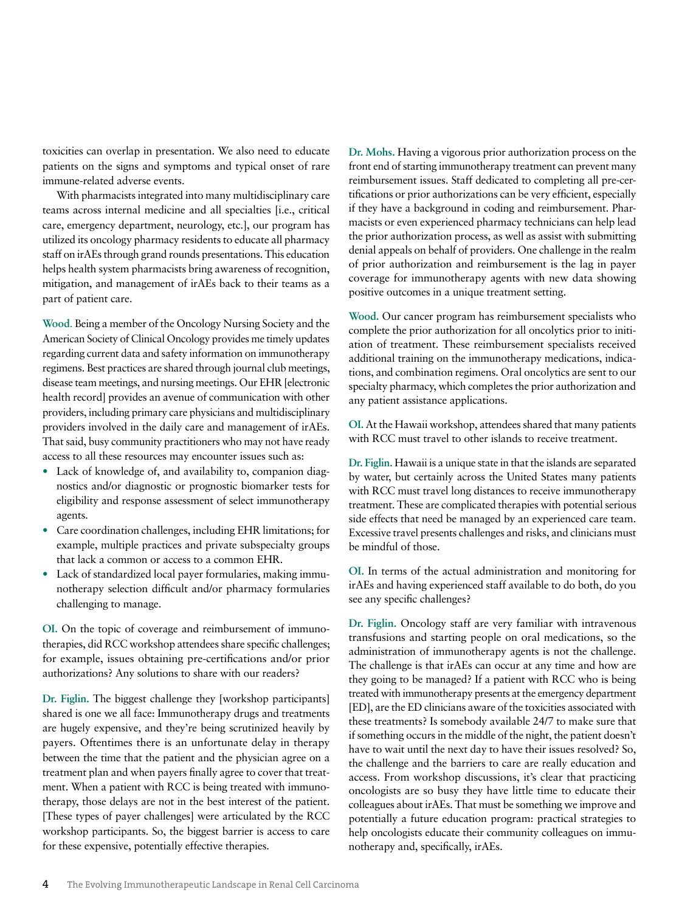toxicities can overlap in presentation. We also need to educate patients on the signs and symptoms and typical onset of rare immune-related adverse events.

With pharmacists integrated into many multidisciplinary care teams across internal medicine and all specialties [i.e., critical care, emergency department, neurology, etc.], our program has utilized its oncology pharmacy residents to educate all pharmacy staff on irAEs through grand rounds presentations. This education helps health system pharmacists bring awareness of recognition, mitigation, and management of irAEs back to their teams as a part of patient care.

**Wood.** Being a member of the Oncology Nursing Society and the American Society of Clinical Oncology provides me timely updates regarding current data and safety information on immunotherapy regimens. Best practices are shared through journal club meetings, disease team meetings, and nursing meetings. Our EHR [electronic health record] provides an avenue of communication with other providers, including primary care physicians and multidisciplinary providers involved in the daily care and management of irAEs. That said, busy community practitioners who may not have ready access to all these resources may encounter issues such as:

- Lack of knowledge of, and availability to, companion diagnostics and/or diagnostic or prognostic biomarker tests for eligibility and response assessment of select immunotherapy agents.
- Care coordination challenges, including EHR limitations; for example, multiple practices and private subspecialty groups that lack a common or access to a common EHR.
- Lack of standardized local payer formularies, making immunotherapy selection difficult and/or pharmacy formularies challenging to manage.

**OI.** On the topic of coverage and reimbursement of immunotherapies, did RCC workshop attendees share specific challenges; for example, issues obtaining pre-certifications and/or prior authorizations? Any solutions to share with our readers?

**Dr. Figlin.** The biggest challenge they [workshop participants] shared is one we all face: Immunotherapy drugs and treatments are hugely expensive, and they're being scrutinized heavily by payers. Oftentimes there is an unfortunate delay in therapy between the time that the patient and the physician agree on a treatment plan and when payers finally agree to cover that treatment. When a patient with RCC is being treated with immunotherapy, those delays are not in the best interest of the patient. [These types of payer challenges] were articulated by the RCC workshop participants. So, the biggest barrier is access to care for these expensive, potentially effective therapies.

**Dr. Mohs.** Having a vigorous prior authorization process on the front end of starting immunotherapy treatment can prevent many reimbursement issues. Staff dedicated to completing all pre-certifications or prior authorizations can be very efficient, especially if they have a background in coding and reimbursement. Pharmacists or even experienced pharmacy technicians can help lead the prior authorization process, as well as assist with submitting denial appeals on behalf of providers. One challenge in the realm of prior authorization and reimbursement is the lag in payer coverage for immunotherapy agents with new data showing positive outcomes in a unique treatment setting.

**Wood.** Our cancer program has reimbursement specialists who complete the prior authorization for all oncolytics prior to initiation of treatment. These reimbursement specialists received additional training on the immunotherapy medications, indications, and combination regimens. Oral oncolytics are sent to our specialty pharmacy, which completes the prior authorization and any patient assistance applications.

**OI.** At the Hawaii workshop, attendees shared that many patients with RCC must travel to other islands to receive treatment.

**Dr. Figlin.** Hawaii is a unique state in that the islands are separated by water, but certainly across the United States many patients with RCC must travel long distances to receive immunotherapy treatment. These are complicated therapies with potential serious side effects that need be managed by an experienced care team. Excessive travel presents challenges and risks, and clinicians must be mindful of those.

**OI.** In terms of the actual administration and monitoring for irAEs and having experienced staff available to do both, do you see any specific challenges?

**Dr. Figlin.** Oncology staff are very familiar with intravenous transfusions and starting people on oral medications, so the administration of immunotherapy agents is not the challenge. The challenge is that irAEs can occur at any time and how are they going to be managed? If a patient with RCC who is being treated with immunotherapy presents at the emergency department [ED], are the ED clinicians aware of the toxicities associated with these treatments? Is somebody available 24/7 to make sure that if something occurs in the middle of the night, the patient doesn't have to wait until the next day to have their issues resolved? So, the challenge and the barriers to care are really education and access. From workshop discussions, it's clear that practicing oncologists are so busy they have little time to educate their colleagues about irAEs. That must be something we improve and potentially a future education program: practical strategies to help oncologists educate their community colleagues on immunotherapy and, specifically, irAEs.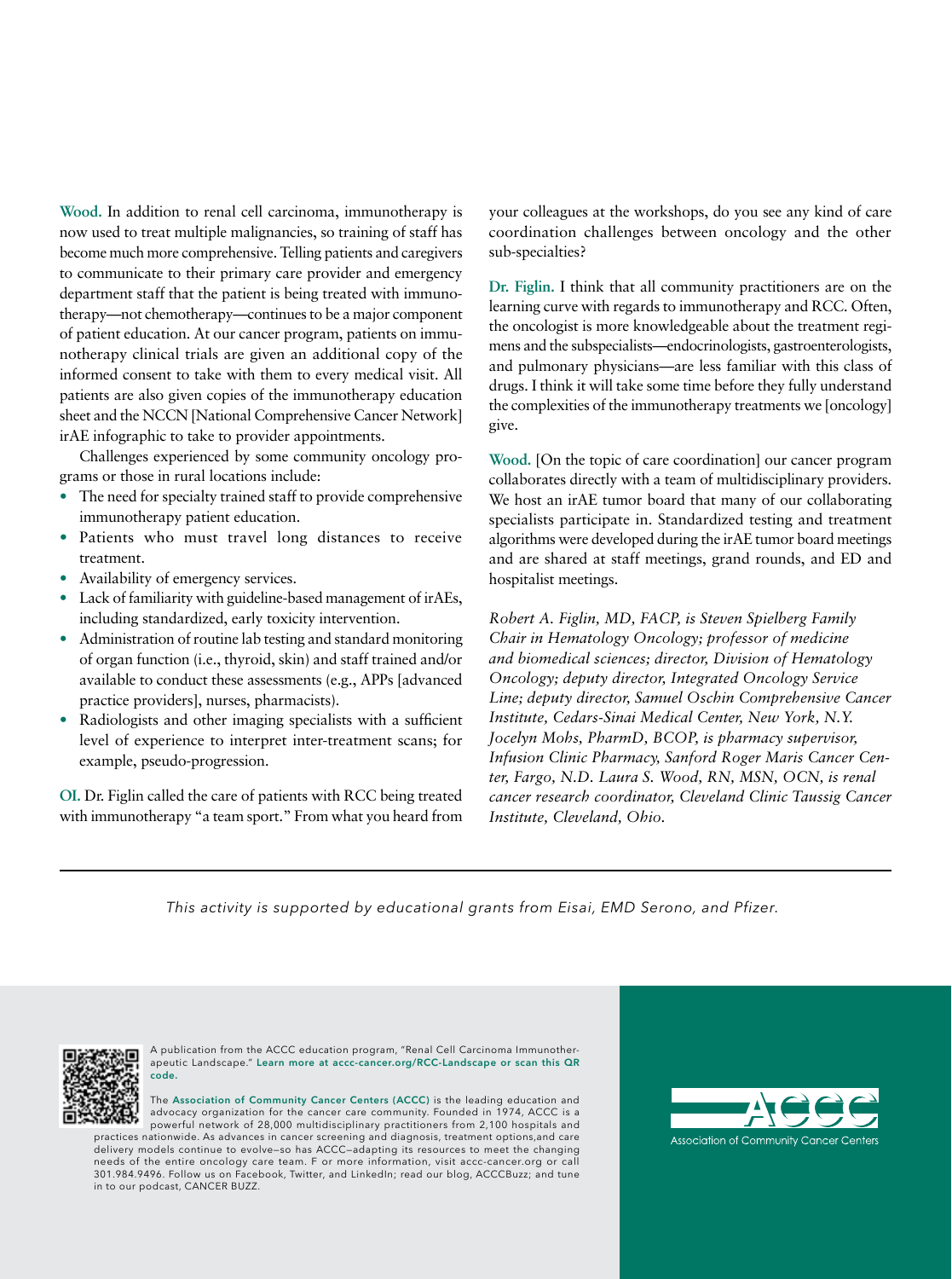**Wood.** In addition to renal cell carcinoma, immunotherapy is now used to treat multiple malignancies, so training of staff has become much more comprehensive. Telling patients and caregivers to communicate to their primary care provider and emergency department staff that the patient is being treated with immunotherapy—not chemotherapy—continues to be a major component of patient education. At our cancer program, patients on immunotherapy clinical trials are given an additional copy of the informed consent to take with them to every medical visit. All patients are also given copies of the immunotherapy education sheet and the NCCN [National Comprehensive Cancer Network] irAE infographic to take to provider appointments.

Challenges experienced by some community oncology programs or those in rural locations include:

- The need for specialty trained staff to provide comprehensive immunotherapy patient education.
- Patients who must travel long distances to receive treatment.
- Availability of emergency services.
- Lack of familiarity with guideline-based management of irAEs, including standardized, early toxicity intervention.
- Administration of routine lab testing and standard monitoring of organ function (i.e., thyroid, skin) and staff trained and/or available to conduct these assessments (e.g., APPs [advanced practice providers], nurses, pharmacists).
- Radiologists and other imaging specialists with a sufficient level of experience to interpret inter-treatment scans; for example, pseudo-progression.

**OI.** Dr. Figlin called the care of patients with RCC being treated with immunotherapy "a team sport." From what you heard from your colleagues at the workshops, do you see any kind of care coordination challenges between oncology and the other sub-specialties?

**Dr. Figlin.** I think that all community practitioners are on the learning curve with regards to immunotherapy and RCC. Often, the oncologist is more knowledgeable about the treatment regimens and the subspecialists—endocrinologists, gastroenterologists, and pulmonary physicians—are less familiar with this class of drugs. I think it will take some time before they fully understand the complexities of the immunotherapy treatments we [oncology] give.

**Wood.** [On the topic of care coordination] our cancer program collaborates directly with a team of multidisciplinary providers. We host an irAE tumor board that many of our collaborating specialists participate in. Standardized testing and treatment algorithms were developed during the irAE tumor board meetings and are shared at staff meetings, grand rounds, and ED and hospitalist meetings.

*Robert A. Figlin, MD, FACP, is Steven Spielberg Family Chair in Hematology Oncology; professor of medicine and biomedical sciences; director, Division of Hematology Oncology; deputy director, Integrated Oncology Service Line; deputy director, Samuel Oschin Comprehensive Cancer Institute, Cedars-Sinai Medical Center, New York, N.Y. Jocelyn Mohs, PharmD, BCOP, is pharmacy supervisor, Infusion Clinic Pharmacy, Sanford Roger Maris Cancer Center, Fargo, N.D. Laura S. Wood, RN, MSN, OCN, is renal cancer research coordinator, Cleveland Clinic Taussig Cancer Institute, Cleveland, Ohio.*

---

*This activity is supported by educational grants from Eisai, EMD Serono, and Pfizer.*

A publication from the ACCC education program, "Renal Cell Carcinoma Immunotherapeutic Landscape." **Learn more at accc-cancer.org/RCC-Landscape or scan this QR code.**

The **Association of Community Cancer Centers (ACCC)** is the leading education and advocacy organization for the cancer care community. Founded in 1974, ACCC is a powerful network of 28,000 multidisciplinary practitioners from 2,100 hospitals and practices nationwide. As advances in cancer screening and diagnosis, treatment options,and care delivery models continue to evolve—so has ACCC—adapting its resources to meet the changing needs of the entire oncology care team. F or more information, visit accc-cancer.org or call 301.984.9496. Follow us on Facebook, Twitter, and LinkedIn; read our blog, ACCCBuzz; and tune in to our podcast, CANCER BUZZ.

ACCC

Association of Community Cancer Centers